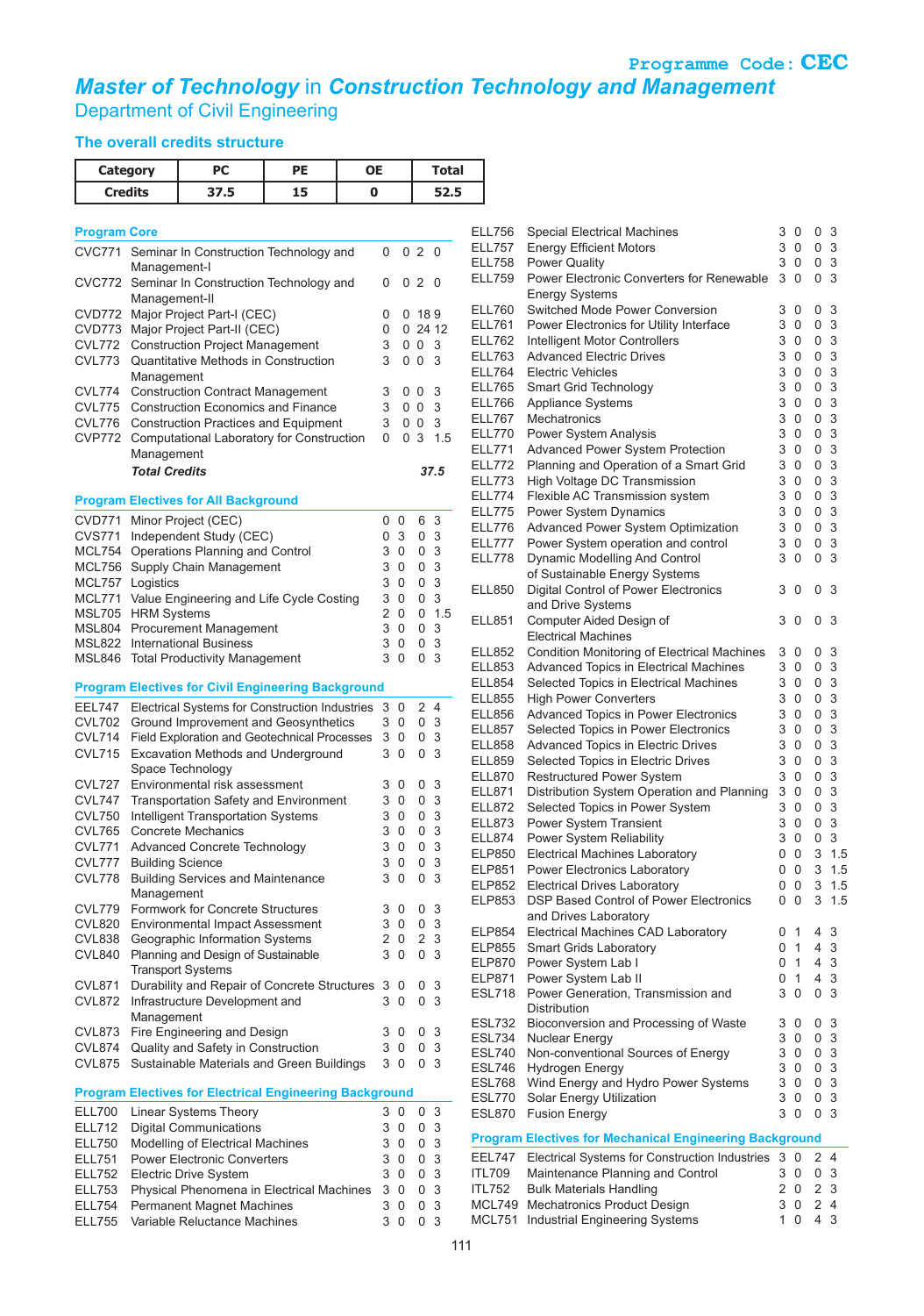Programme Code: **CEC**

# *Master of Technology* in *Construction Technology and Management*

## Department of Civil Engineering

### The overall credits structure

| Category | PC | PE | OE | Total |
|---|---|---|---|---|
| Credits | 37.5 | 15 | 0 | 52.5 |

### Program Core

| Code | Course | L | T | P | C |
|---|---|---|---|---|---|
| CVC771 | Seminar In Construction Technology and Management-I | 0 | 0 | 2 | 0 |
| CVC772 | Seminar In Construction Technology and Management-II | 0 | 0 | 2 | 0 |
| CVD772 | Major Project Part-I (CEC) | 0 | 0 | 18 | 9 |
| CVD773 | Major Project Part-II (CEC) | 0 | 0 | 24 | 12 |
| CVL772 | Construction Project Management | 3 | 0 | 0 | 3 |
| CVL773 | Quantitative Methods in Construction Management | 3 | 0 | 0 | 3 |
| CVL774 | Construction Contract Management | 3 | 0 | 0 | 3 |
| CVL775 | Construction Economics and Finance | 3 | 0 | 0 | 3 |
| CVL776 | Construction Practices and Equipment | 3 | 0 | 0 | 3 |
| CVP772 | Computational Laboratory for Construction Management | 0 | 0 | 3 | 1.5 |
| | ***Total Credits*** | | | | ***37.5*** |

### Program Electives for All Background

| Code | Course | L | T | P | C |
|---|---|---|---|---|---|
| CVD771 | Minor Project (CEC) | 0 | 0 | 6 | 3 |
| CVS771 | Independent Study (CEC) | 0 | 3 | 0 | 3 |
| MCL754 | Operations Planning and Control | 3 | 0 | 0 | 3 |
| MCL756 | Supply Chain Management | 3 | 0 | 0 | 3 |
| MCL757 | Logistics | 3 | 0 | 0 | 3 |
| MCL771 | Value Engineering and Life Cycle Costing | 3 | 0 | 0 | 3 |
| MSL705 | HRM Systems | 2 | 0 | 0 | 1.5 |
| MSL804 | Procurement Management | 3 | 0 | 0 | 3 |
| MSL822 | International Business | 3 | 0 | 0 | 3 |
| MSL846 | Total Productivity Management | 3 | 0 | 0 | 3 |

### Program Electives for Civil Engineering Background

| Code | Course | L | T | P | C |
|---|---|---|---|---|---|
| EEL747 | Electrical Systems for Construction Industries | 3 | 0 | 2 | 4 |
| CVL702 | Ground Improvement and Geosynthetics | 3 | 0 | 0 | 3 |
| CVL714 | Field Exploration and Geotechnical Processes | 3 | 0 | 0 | 3 |
| CVL715 | Excavation Methods and Underground Space Technology | 3 | 0 | 0 | 3 |
| CVL727 | Environmental risk assessment | 3 | 0 | 0 | 3 |
| CVL747 | Transportation Safety and Environment | 3 | 0 | 0 | 3 |
| CVL750 | Intelligent Transportation Systems | 3 | 0 | 0 | 3 |
| CVL765 | Concrete Mechanics | 3 | 0 | 0 | 3 |
| CVL771 | Advanced Concrete Technology | 3 | 0 | 0 | 3 |
| CVL777 | Building Science | 3 | 0 | 0 | 3 |
| CVL778 | Building Services and Maintenance Management | 3 | 0 | 0 | 3 |
| CVL779 | Formwork for Concrete Structures | 3 | 0 | 0 | 3 |
| CVL820 | Environmental Impact Assessment | 3 | 0 | 0 | 3 |
| CVL838 | Geographic Information Systems | 2 | 0 | 2 | 3 |
| CVL840 | Planning and Design of Sustainable Transport Systems | 3 | 0 | 0 | 3 |
| CVL871 | Durability and Repair of Concrete Structures | 3 | 0 | 0 | 3 |
| CVL872 | Infrastructure Development and Management | 3 | 0 | 0 | 3 |
| CVL873 | Fire Engineering and Design | 3 | 0 | 0 | 3 |
| CVL874 | Quality and Safety in Construction | 3 | 0 | 0 | 3 |
| CVL875 | Sustainable Materials and Green Buildings | 3 | 0 | 0 | 3 |

### Program Electives for Electrical Engineering Background

| Code | Course | L | T | P | C |
|---|---|---|---|---|---|
| ELL700 | Linear Systems Theory | 3 | 0 | 0 | 3 |
| ELL712 | Digital Communications | 3 | 0 | 0 | 3 |
| ELL750 | Modelling of Electrical Machines | 3 | 0 | 0 | 3 |
| ELL751 | Power Electronic Converters | 3 | 0 | 0 | 3 |
| ELL752 | Electric Drive System | 3 | 0 | 0 | 3 |
| ELL753 | Physical Phenomena in Electrical Machines | 3 | 0 | 0 | 3 |
| ELL754 | Permanent Magnet Machines | 3 | 0 | 0 | 3 |
| ELL755 | Variable Reluctance Machines | 3 | 0 | 0 | 3 |
| ELL756 | Special Electrical Machines | 3 | 0 | 0 | 3 |
| ELL757 | Energy Efficient Motors | 3 | 0 | 0 | 3 |
| ELL758 | Power Quality | 3 | 0 | 0 | 3 |
| ELL759 | Power Electronic Converters for Renewable Energy Systems | 3 | 0 | 0 | 3 |
| ELL760 | Switched Mode Power Conversion | 3 | 0 | 0 | 3 |
| ELL761 | Power Electronics for Utility Interface | 3 | 0 | 0 | 3 |
| ELL762 | Intelligent Motor Controllers | 3 | 0 | 0 | 3 |
| ELL763 | Advanced Electric Drives | 3 | 0 | 0 | 3 |
| ELL764 | Electric Vehicles | 3 | 0 | 0 | 3 |
| ELL765 | Smart Grid Technology | 3 | 0 | 0 | 3 |
| ELL766 | Appliance Systems | 3 | 0 | 0 | 3 |
| ELL767 | Mechatronics | 3 | 0 | 0 | 3 |
| ELL770 | Power System Analysis | 3 | 0 | 0 | 3 |
| ELL771 | Advanced Power System Protection | 3 | 0 | 0 | 3 |
| ELL772 | Planning and Operation of a Smart Grid | 3 | 0 | 0 | 3 |
| ELL773 | High Voltage DC Transmission | 3 | 0 | 0 | 3 |
| ELL774 | Flexible AC Transmission system | 3 | 0 | 0 | 3 |
| ELL775 | Power System Dynamics | 3 | 0 | 0 | 3 |
| ELL776 | Advanced Power System Optimization | 3 | 0 | 0 | 3 |
| ELL777 | Power System operation and control | 3 | 0 | 0 | 3 |
| ELL778 | Dynamic Modelling And Control of Sustainable Energy Systems | 3 | 0 | 0 | 3 |
| ELL850 | Digital Control of Power Electronics and Drive Systems | 3 | 0 | 0 | 3 |
| ELL851 | Computer Aided Design of Electrical Machines | 3 | 0 | 0 | 3 |
| ELL852 | Condition Monitoring of Electrical Machines | 3 | 0 | 0 | 3 |
| ELL853 | Advanced Topics in Electrical Machines | 3 | 0 | 0 | 3 |
| ELL854 | Selected Topics in Electrical Machines | 3 | 0 | 0 | 3 |
| ELL855 | High Power Converters | 3 | 0 | 0 | 3 |
| ELL856 | Advanced Topics in Power Electronics | 3 | 0 | 0 | 3 |
| ELL857 | Selected Topics in Power Electronics | 3 | 0 | 0 | 3 |
| ELL858 | Advanced Topics in Electric Drives | 3 | 0 | 0 | 3 |
| ELL859 | Selected Topics in Electric Drives | 3 | 0 | 0 | 3 |
| ELL870 | Restructured Power System | 3 | 0 | 0 | 3 |
| ELL871 | Distribution System Operation and Planning | 3 | 0 | 0 | 3 |
| ELL872 | Selected Topics in Power System | 3 | 0 | 0 | 3 |
| ELL873 | Power System Transient | 3 | 0 | 0 | 3 |
| ELL874 | Power System Reliability | 3 | 0 | 0 | 3 |
| ELP850 | Electrical Machines Laboratory | 0 | 0 | 3 | 1.5 |
| ELP851 | Power Electronics Laboratory | 0 | 0 | 3 | 1.5 |
| ELP852 | Electrical Drives Laboratory | 0 | 0 | 3 | 1.5 |
| ELP853 | DSP Based Control of Power Electronics and Drives Laboratory | 0 | 0 | 3 | 1.5 |
| ELP854 | Electrical Machines CAD Laboratory | 0 | 1 | 4 | 3 |
| ELP855 | Smart Grids Laboratory | 0 | 1 | 4 | 3 |
| ELP870 | Power System Lab I | 0 | 1 | 4 | 3 |
| ELP871 | Power System Lab II | 0 | 1 | 4 | 3 |
| ESL718 | Power Generation, Transmission and Distribution | 3 | 0 | 0 | 3 |
| ESL732 | Bioconversion and Processing of Waste | 3 | 0 | 0 | 3 |
| ESL734 | Nuclear Energy | 3 | 0 | 0 | 3 |
| ESL740 | Non-conventional Sources of Energy | 3 | 0 | 0 | 3 |
| ESL746 | Hydrogen Energy | 3 | 0 | 0 | 3 |
| ESL768 | Wind Energy and Hydro Power Systems | 3 | 0 | 0 | 3 |
| ESL770 | Solar Energy Utilization | 3 | 0 | 0 | 3 |
| ESL870 | Fusion Energy | 3 | 0 | 0 | 3 |

### Program Electives for Mechanical Engineering Background

| Code | Course | L | T | P | C |
|---|---|---|---|---|---|
| EEL747 | Electrical Systems for Construction Industries | 3 | 0 | 2 | 4 |
| ITL709 | Maintenance Planning and Control | 3 | 0 | 0 | 3 |
| ITL752 | Bulk Materials Handling | 2 | 0 | 2 | 3 |
| MCL749 | Mechatronics Product Design | 3 | 0 | 2 | 4 |
| MCL751 | Industrial Engineering Systems | 1 | 0 | 4 | 3 |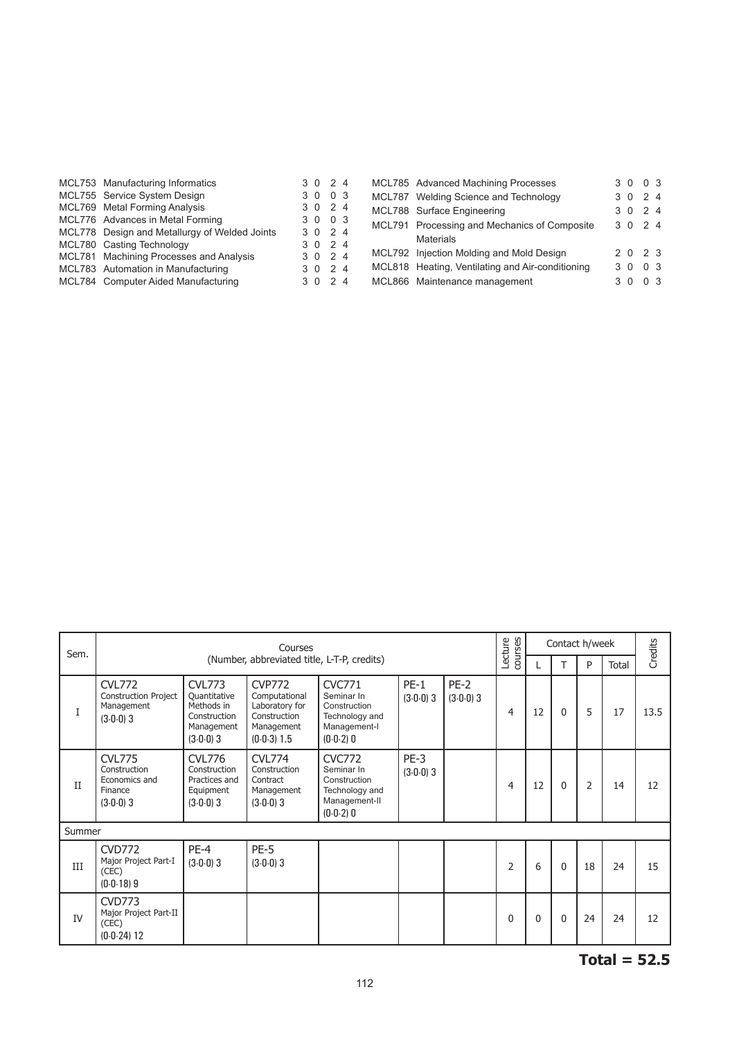| | | | | | |
|---|---|---|---|---|---|
| MCL753 | Manufacturing Informatics | 3 | 0 | 2 | 4 |
| MCL755 | Service System Design | 3 | 0 | 0 | 3 |
| MCL769 | Metal Forming Analysis | 3 | 0 | 2 | 4 |
| MCL776 | Advances in Metal Forming | 3 | 0 | 0 | 3 |
| MCL778 | Design and Metallurgy of Welded Joints | 3 | 0 | 2 | 4 |
| MCL780 | Casting Technology | 3 | 0 | 2 | 4 |
| MCL781 | Machining Processes and Analysis | 3 | 0 | 2 | 4 |
| MCL783 | Automation in Manufacturing | 3 | 0 | 2 | 4 |
| MCL784 | Computer Aided Manufacturing | 3 | 0 | 2 | 4 |
| MCL785 | Advanced Machining Processes | 3 | 0 | 0 | 3 |
| MCL787 | Welding Science and Technology | 3 | 0 | 2 | 4 |
| MCL788 | Surface Engineering | 3 | 0 | 2 | 4 |
| MCL791 | Processing and Mechanics of Composite Materials | 3 | 0 | 2 | 4 |
| MCL792 | Injection Molding and Mold Design | 2 | 0 | 2 | 3 |
| MCL818 | Heating, Ventilating and Air-conditioning | 3 | 0 | 0 | 3 |
| MCL866 | Maintenance management | 3 | 0 | 0 | 3 |

| Sem. | Courses (Number, abbreviated title, L-T-P, credits) | | | | | | Lecture courses | Contact h/week | | | | Credits |
|---|---|---|---|---|---|---|---|---|---|---|---|---|
| | | | | | | | | L | T | P | Total | |
| I | CVL772 Construction Project Management (3-0-0) 3 | CVL773 Quantitative Methods in Construction Management (3-0-0) 3 | CVP772 Computational Laboratory for Construction Management (0-0-3) 1.5 | CVC771 Seminar In Construction Technology and Management-I (0-0-2) 0 | PE-1 (3-0-0) 3 | PE-2 (3-0-0) 3 | 4 | 12 | 0 | 5 | 17 | 13.5 |
| II | CVL775 Construction Economics and Finance (3-0-0) 3 | CVL776 Construction Practices and Equipment (3-0-0) 3 | CVL774 Construction Contract Management (3-0-0) 3 | CVC772 Seminar In Construction Technology and Management-II (0-0-2) 0 | PE-3 (3-0-0) 3 | | 4 | 12 | 0 | 2 | 14 | 12 |
| Summer | | | | | | | | | | | | |
| III | CVD772 Major Project Part-I (CEC) (0-0-18) 9 | PE-4 (3-0-0) 3 | PE-5 (3-0-0) 3 | | | | 2 | 6 | 0 | 18 | 24 | 15 |
| IV | CVD773 Major Project Part-II (CEC) (0-0-24) 12 | | | | | | 0 | 0 | 0 | 24 | 24 | 12 |

**Total = 52.5**